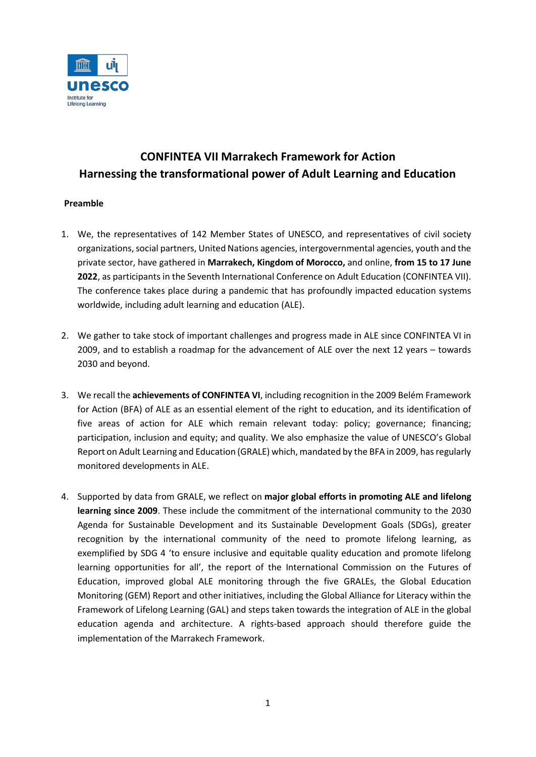unesco Institute for Lifelong Learning

# CONFINTEA VII Marrakech Framework for Action
## Harnessing the transformational power of Adult Learning and Education

### Preamble

1. We, the representatives of 142 Member States of UNESCO, and representatives of civil society organizations, social partners, United Nations agencies, intergovernmental agencies, youth and the private sector, have gathered in **Marrakech, Kingdom of Morocco,** and online, **from 15 to 17 June 2022**, as participants in the Seventh International Conference on Adult Education (CONFINTEA VII). The conference takes place during a pandemic that has profoundly impacted education systems worldwide, including adult learning and education (ALE).

2. We gather to take stock of important challenges and progress made in ALE since CONFINTEA VI in 2009, and to establish a roadmap for the advancement of ALE over the next 12 years – towards 2030 and beyond.

3. We recall the **achievements of CONFINTEA VI**, including recognition in the 2009 Belém Framework for Action (BFA) of ALE as an essential element of the right to education, and its identification of five areas of action for ALE which remain relevant today: policy; governance; financing; participation, inclusion and equity; and quality. We also emphasize the value of UNESCO's Global Report on Adult Learning and Education (GRALE) which, mandated by the BFA in 2009, has regularly monitored developments in ALE.

4. Supported by data from GRALE, we reflect on **major global efforts in promoting ALE and lifelong learning since 2009**. These include the commitment of the international community to the 2030 Agenda for Sustainable Development and its Sustainable Development Goals (SDGs), greater recognition by the international community of the need to promote lifelong learning, as exemplified by SDG 4 'to ensure inclusive and equitable quality education and promote lifelong learning opportunities for all', the report of the International Commission on the Futures of Education, improved global ALE monitoring through the five GRALEs, the Global Education Monitoring (GEM) Report and other initiatives, including the Global Alliance for Literacy within the Framework of Lifelong Learning (GAL) and steps taken towards the integration of ALE in the global education agenda and architecture. A rights-based approach should therefore guide the implementation of the Marrakech Framework.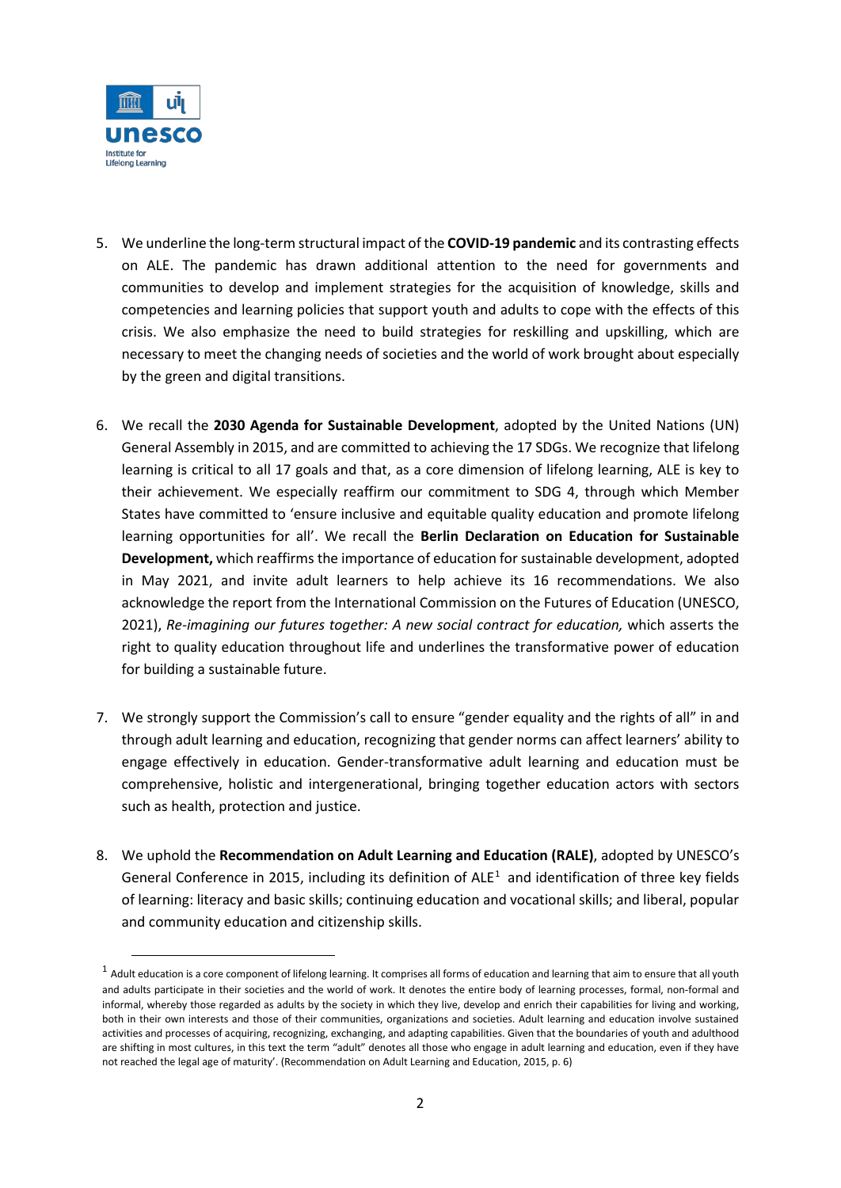5. We underline the long-term structural impact of the **COVID-19 pandemic** and its contrasting effects on ALE. The pandemic has drawn additional attention to the need for governments and communities to develop and implement strategies for the acquisition of knowledge, skills and competencies and learning policies that support youth and adults to cope with the effects of this crisis. We also emphasize the need to build strategies for reskilling and upskilling, which are necessary to meet the changing needs of societies and the world of work brought about especially by the green and digital transitions.

6. We recall the **2030 Agenda for Sustainable Development**, adopted by the United Nations (UN) General Assembly in 2015, and are committed to achieving the 17 SDGs. We recognize that lifelong learning is critical to all 17 goals and that, as a core dimension of lifelong learning, ALE is key to their achievement. We especially reaffirm our commitment to SDG 4, through which Member States have committed to 'ensure inclusive and equitable quality education and promote lifelong learning opportunities for all'. We recall the **Berlin Declaration on Education for Sustainable Development,** which reaffirms the importance of education for sustainable development, adopted in May 2021, and invite adult learners to help achieve its 16 recommendations. We also acknowledge the report from the International Commission on the Futures of Education (UNESCO, 2021), *Re-imagining our futures together: A new social contract for education,* which asserts the right to quality education throughout life and underlines the transformative power of education for building a sustainable future.

7. We strongly support the Commission's call to ensure "gender equality and the rights of all" in and through adult learning and education, recognizing that gender norms can affect learners' ability to engage effectively in education. Gender-transformative adult learning and education must be comprehensive, holistic and intergenerational, bringing together education actors with sectors such as health, protection and justice.

8. We uphold the **Recommendation on Adult Learning and Education (RALE)**, adopted by UNESCO's General Conference in 2015, including its definition of ALE[1] and identification of three key fields of learning: literacy and basic skills; continuing education and vocational skills; and liberal, popular and community education and citizenship skills.

---

[1] Adult education is a core component of lifelong learning. It comprises all forms of education and learning that aim to ensure that all youth and adults participate in their societies and the world of work. It denotes the entire body of learning processes, formal, non-formal and informal, whereby those regarded as adults by the society in which they live, develop and enrich their capabilities for living and working, both in their own interests and those of their communities, organizations and societies. Adult learning and education involve sustained activities and processes of acquiring, recognizing, exchanging, and adapting capabilities. Given that the boundaries of youth and adulthood are shifting in most cultures, in this text the term "adult" denotes all those who engage in adult learning and education, even if they have not reached the legal age of maturity'. (Recommendation on Adult Learning and Education, 2015, p. 6)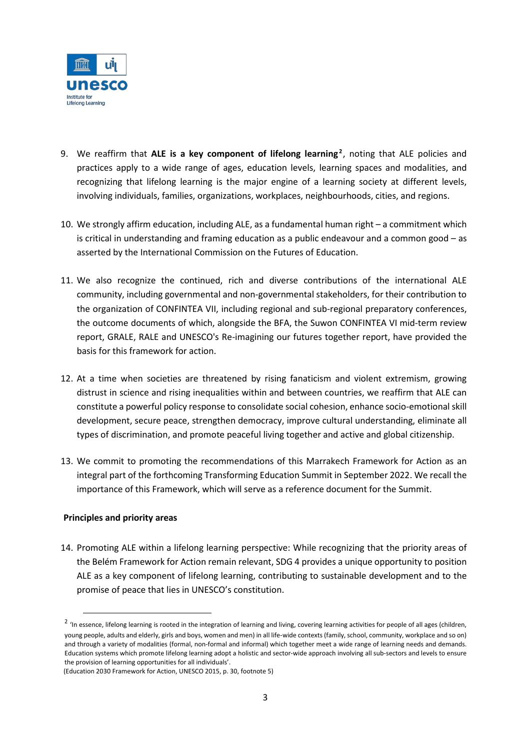9. We reaffirm that **ALE is a key component of lifelong learning**[2], noting that ALE policies and practices apply to a wide range of ages, education levels, learning spaces and modalities, and recognizing that lifelong learning is the major engine of a learning society at different levels, involving individuals, families, organizations, workplaces, neighbourhoods, cities, and regions.

10. We strongly affirm education, including ALE, as a fundamental human right – a commitment which is critical in understanding and framing education as a public endeavour and a common good – as asserted by the International Commission on the Futures of Education.

11. We also recognize the continued, rich and diverse contributions of the international ALE community, including governmental and non-governmental stakeholders, for their contribution to the organization of CONFINTEA VII, including regional and sub-regional preparatory conferences, the outcome documents of which, alongside the BFA, the Suwon CONFINTEA VI mid-term review report, GRALE, RALE and UNESCO's Re-imagining our futures together report, have provided the basis for this framework for action.

12. At a time when societies are threatened by rising fanaticism and violent extremism, growing distrust in science and rising inequalities within and between countries, we reaffirm that ALE can constitute a powerful policy response to consolidate social cohesion, enhance socio-emotional skill development, secure peace, strengthen democracy, improve cultural understanding, eliminate all types of discrimination, and promote peaceful living together and active and global citizenship.

13. We commit to promoting the recommendations of this Marrakech Framework for Action as an integral part of the forthcoming Transforming Education Summit in September 2022. We recall the importance of this Framework, which will serve as a reference document for the Summit.

**Principles and priority areas**

14. Promoting ALE within a lifelong learning perspective: While recognizing that the priority areas of the Belém Framework for Action remain relevant, SDG 4 provides a unique opportunity to position ALE as a key component of lifelong learning, contributing to sustainable development and to the promise of peace that lies in UNESCO's constitution.

---

[2] 'In essence, lifelong learning is rooted in the integration of learning and living, covering learning activities for people of all ages (children, young people, adults and elderly, girls and boys, women and men) in all life-wide contexts (family, school, community, workplace and so on) and through a variety of modalities (formal, non-formal and informal) which together meet a wide range of learning needs and demands. Education systems which promote lifelong learning adopt a holistic and sector-wide approach involving all sub-sectors and levels to ensure the provision of learning opportunities for all individuals'.
(Education 2030 Framework for Action, UNESCO 2015, p. 30, footnote 5)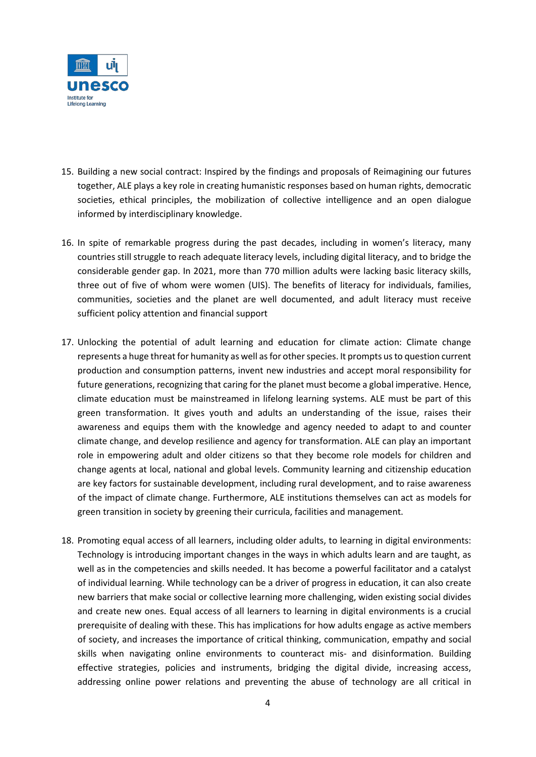15. Building a new social contract: Inspired by the findings and proposals of Reimagining our futures together, ALE plays a key role in creating humanistic responses based on human rights, democratic societies, ethical principles, the mobilization of collective intelligence and an open dialogue informed by interdisciplinary knowledge.

16. In spite of remarkable progress during the past decades, including in women's literacy, many countries still struggle to reach adequate literacy levels, including digital literacy, and to bridge the considerable gender gap. In 2021, more than 770 million adults were lacking basic literacy skills, three out of five of whom were women (UIS). The benefits of literacy for individuals, families, communities, societies and the planet are well documented, and adult literacy must receive sufficient policy attention and financial support

17. Unlocking the potential of adult learning and education for climate action: Climate change represents a huge threat for humanity as well as for other species. It prompts us to question current production and consumption patterns, invent new industries and accept moral responsibility for future generations, recognizing that caring for the planet must become a global imperative. Hence, climate education must be mainstreamed in lifelong learning systems. ALE must be part of this green transformation. It gives youth and adults an understanding of the issue, raises their awareness and equips them with the knowledge and agency needed to adapt to and counter climate change, and develop resilience and agency for transformation. ALE can play an important role in empowering adult and older citizens so that they become role models for children and change agents at local, national and global levels. Community learning and citizenship education are key factors for sustainable development, including rural development, and to raise awareness of the impact of climate change. Furthermore, ALE institutions themselves can act as models for green transition in society by greening their curricula, facilities and management.

18. Promoting equal access of all learners, including older adults, to learning in digital environments: Technology is introducing important changes in the ways in which adults learn and are taught, as well as in the competencies and skills needed. It has become a powerful facilitator and a catalyst of individual learning. While technology can be a driver of progress in education, it can also create new barriers that make social or collective learning more challenging, widen existing social divides and create new ones. Equal access of all learners to learning in digital environments is a crucial prerequisite of dealing with these. This has implications for how adults engage as active members of society, and increases the importance of critical thinking, communication, empathy and social skills when navigating online environments to counteract mis- and disinformation. Building effective strategies, policies and instruments, bridging the digital divide, increasing access, addressing online power relations and preventing the abuse of technology are all critical in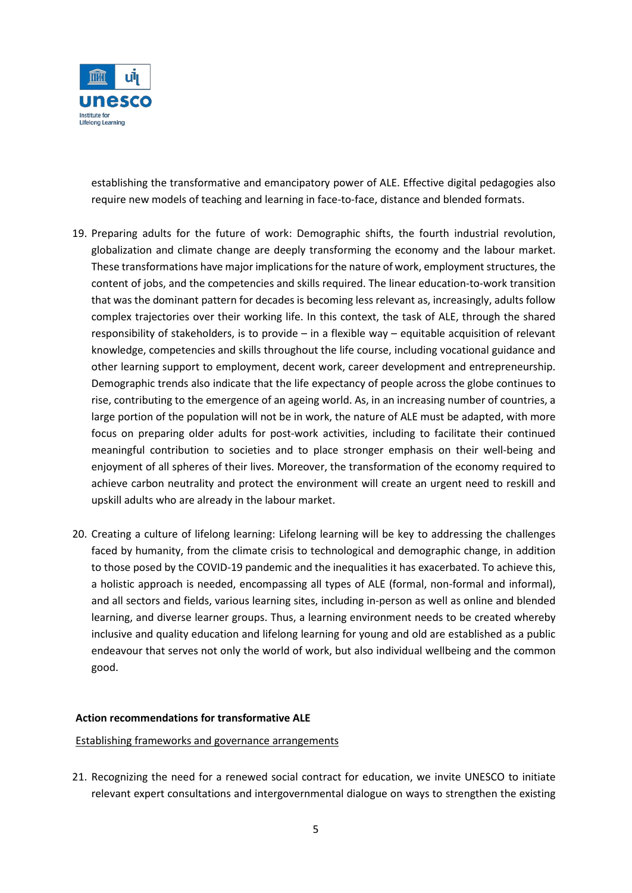establishing the transformative and emancipatory power of ALE. Effective digital pedagogies also require new models of teaching and learning in face-to-face, distance and blended formats.

19. Preparing adults for the future of work: Demographic shifts, the fourth industrial revolution, globalization and climate change are deeply transforming the economy and the labour market. These transformations have major implications for the nature of work, employment structures, the content of jobs, and the competencies and skills required. The linear education-to-work transition that was the dominant pattern for decades is becoming less relevant as, increasingly, adults follow complex trajectories over their working life. In this context, the task of ALE, through the shared responsibility of stakeholders, is to provide – in a flexible way – equitable acquisition of relevant knowledge, competencies and skills throughout the life course, including vocational guidance and other learning support to employment, decent work, career development and entrepreneurship. Demographic trends also indicate that the life expectancy of people across the globe continues to rise, contributing to the emergence of an ageing world. As, in an increasing number of countries, a large portion of the population will not be in work, the nature of ALE must be adapted, with more focus on preparing older adults for post-work activities, including to facilitate their continued meaningful contribution to societies and to place stronger emphasis on their well-being and enjoyment of all spheres of their lives. Moreover, the transformation of the economy required to achieve carbon neutrality and protect the environment will create an urgent need to reskill and upskill adults who are already in the labour market.

20. Creating a culture of lifelong learning: Lifelong learning will be key to addressing the challenges faced by humanity, from the climate crisis to technological and demographic change, in addition to those posed by the COVID-19 pandemic and the inequalities it has exacerbated. To achieve this, a holistic approach is needed, encompassing all types of ALE (formal, non-formal and informal), and all sectors and fields, various learning sites, including in-person as well as online and blended learning, and diverse learner groups. Thus, a learning environment needs to be created whereby inclusive and quality education and lifelong learning for young and old are established as a public endeavour that serves not only the world of work, but also individual wellbeing and the common good.

**Action recommendations for transformative ALE**

<u>Establishing frameworks and governance arrangements</u>

21. Recognizing the need for a renewed social contract for education, we invite UNESCO to initiate relevant expert consultations and intergovernmental dialogue on ways to strengthen the existing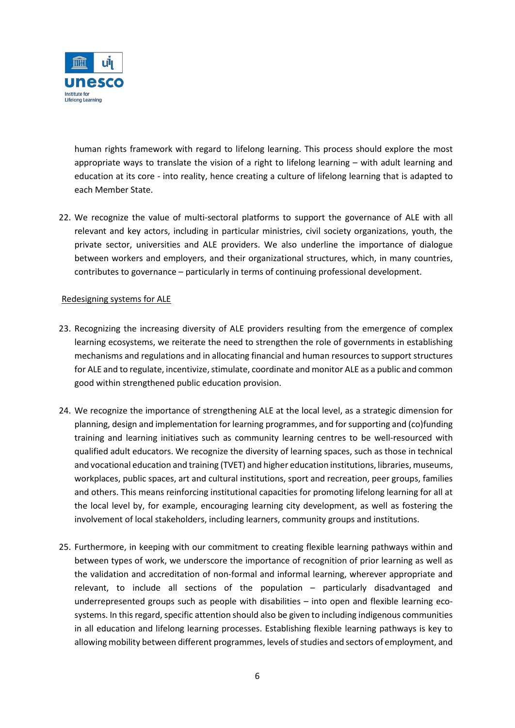human rights framework with regard to lifelong learning. This process should explore the most appropriate ways to translate the vision of a right to lifelong learning – with adult learning and education at its core - into reality, hence creating a culture of lifelong learning that is adapted to each Member State.

22. We recognize the value of multi-sectoral platforms to support the governance of ALE with all relevant and key actors, including in particular ministries, civil society organizations, youth, the private sector, universities and ALE providers. We also underline the importance of dialogue between workers and employers, and their organizational structures, which, in many countries, contributes to governance – particularly in terms of continuing professional development.

Redesigning systems for ALE

23. Recognizing the increasing diversity of ALE providers resulting from the emergence of complex learning ecosystems, we reiterate the need to strengthen the role of governments in establishing mechanisms and regulations and in allocating financial and human resources to support structures for ALE and to regulate, incentivize, stimulate, coordinate and monitor ALE as a public and common good within strengthened public education provision.

24. We recognize the importance of strengthening ALE at the local level, as a strategic dimension for planning, design and implementation for learning programmes, and for supporting and (co)funding training and learning initiatives such as community learning centres to be well-resourced with qualified adult educators. We recognize the diversity of learning spaces, such as those in technical and vocational education and training (TVET) and higher education institutions, libraries, museums, workplaces, public spaces, art and cultural institutions, sport and recreation, peer groups, families and others. This means reinforcing institutional capacities for promoting lifelong learning for all at the local level by, for example, encouraging learning city development, as well as fostering the involvement of local stakeholders, including learners, community groups and institutions.

25. Furthermore, in keeping with our commitment to creating flexible learning pathways within and between types of work, we underscore the importance of recognition of prior learning as well as the validation and accreditation of non-formal and informal learning, wherever appropriate and relevant, to include all sections of the population – particularly disadvantaged and underrepresented groups such as people with disabilities – into open and flexible learning eco-systems. In this regard, specific attention should also be given to including indigenous communities in all education and lifelong learning processes. Establishing flexible learning pathways is key to allowing mobility between different programmes, levels of studies and sectors of employment, and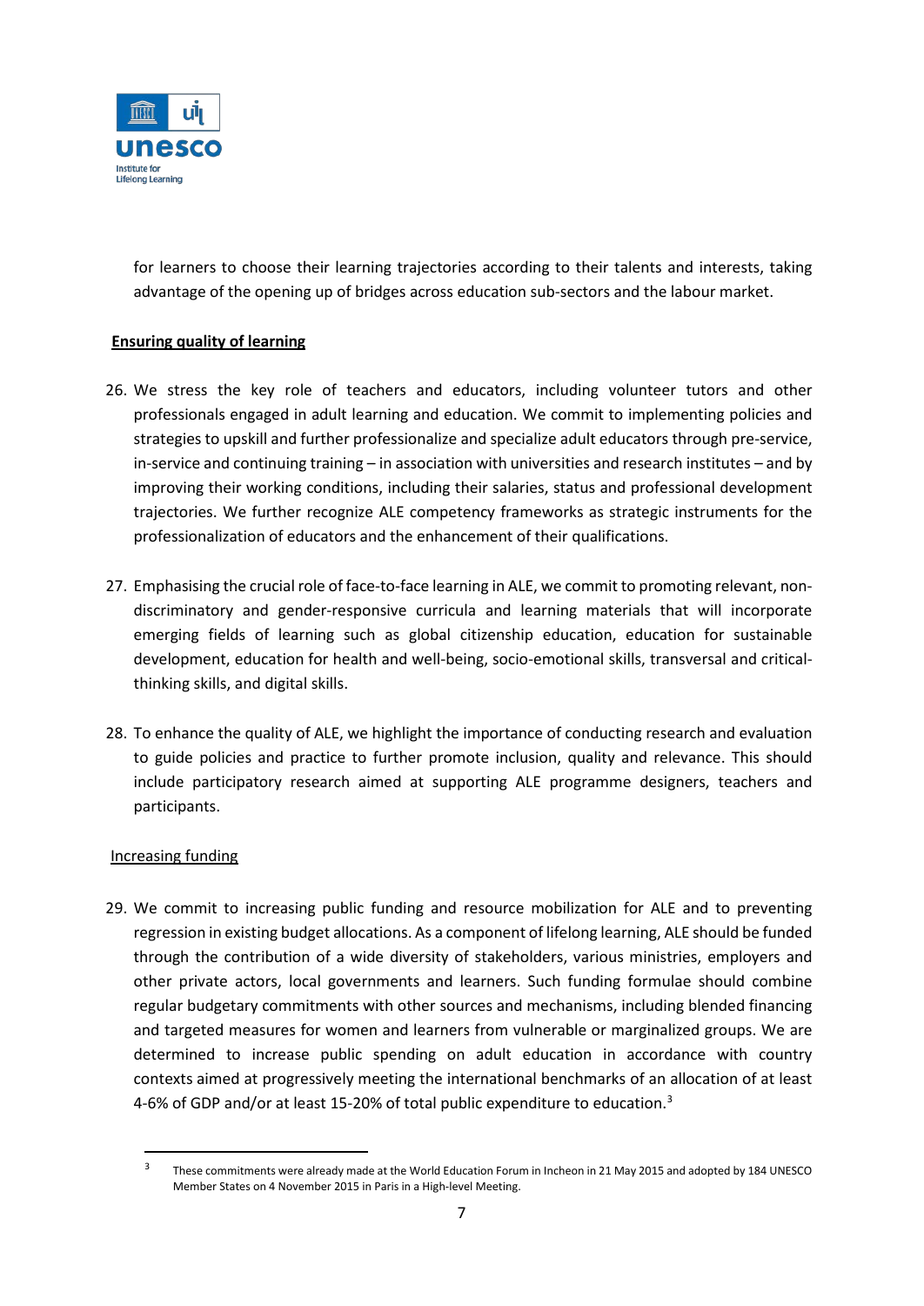for learners to choose their learning trajectories according to their talents and interests, taking advantage of the opening up of bridges across education sub-sectors and the labour market.

**Ensuring quality of learning**

26. We stress the key role of teachers and educators, including volunteer tutors and other professionals engaged in adult learning and education. We commit to implementing policies and strategies to upskill and further professionalize and specialize adult educators through pre-service, in-service and continuing training – in association with universities and research institutes – and by improving their working conditions, including their salaries, status and professional development trajectories. We further recognize ALE competency frameworks as strategic instruments for the professionalization of educators and the enhancement of their qualifications.

27. Emphasising the crucial role of face-to-face learning in ALE, we commit to promoting relevant, non-discriminatory and gender-responsive curricula and learning materials that will incorporate emerging fields of learning such as global citizenship education, education for sustainable development, education for health and well-being, socio-emotional skills, transversal and critical-thinking skills, and digital skills.

28. To enhance the quality of ALE, we highlight the importance of conducting research and evaluation to guide policies and practice to further promote inclusion, quality and relevance. This should include participatory research aimed at supporting ALE programme designers, teachers and participants.

Increasing funding

29. We commit to increasing public funding and resource mobilization for ALE and to preventing regression in existing budget allocations. As a component of lifelong learning, ALE should be funded through the contribution of a wide diversity of stakeholders, various ministries, employers and other private actors, local governments and learners. Such funding formulae should combine regular budgetary commitments with other sources and mechanisms, including blended financing and targeted measures for women and learners from vulnerable or marginalized groups. We are determined to increase public spending on adult education in accordance with country contexts aimed at progressively meeting the international benchmarks of an allocation of at least 4-6% of GDP and/or at least 15-20% of total public expenditure to education.[3]

---

[3] These commitments were already made at the World Education Forum in Incheon in 21 May 2015 and adopted by 184 UNESCO Member States on 4 November 2015 in Paris in a High-level Meeting.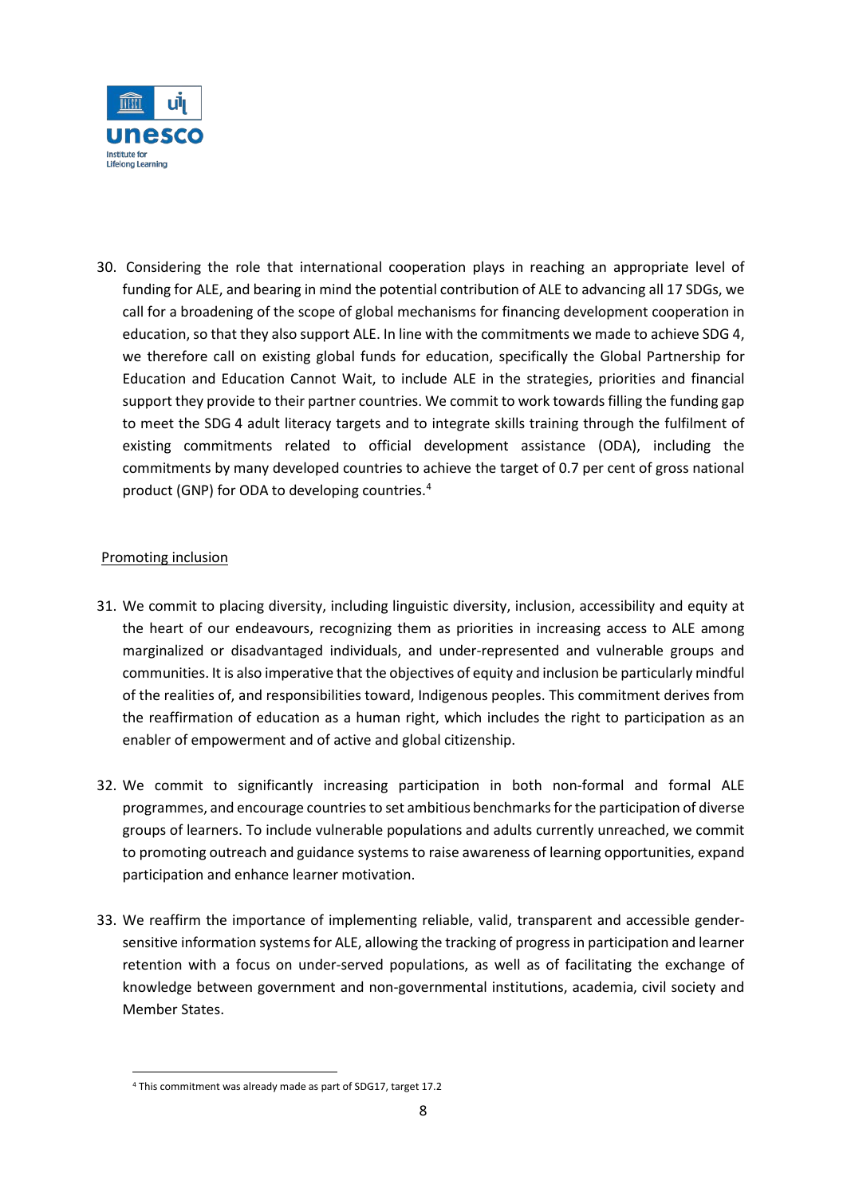30. Considering the role that international cooperation plays in reaching an appropriate level of funding for ALE, and bearing in mind the potential contribution of ALE to advancing all 17 SDGs, we call for a broadening of the scope of global mechanisms for financing development cooperation in education, so that they also support ALE. In line with the commitments we made to achieve SDG 4, we therefore call on existing global funds for education, specifically the Global Partnership for Education and Education Cannot Wait, to include ALE in the strategies, priorities and financial support they provide to their partner countries. We commit to work towards filling the funding gap to meet the SDG 4 adult literacy targets and to integrate skills training through the fulfilment of existing commitments related to official development assistance (ODA), including the commitments by many developed countries to achieve the target of 0.7 per cent of gross national product (GNP) for ODA to developing countries.[4]

<u>Promoting inclusion</u>

31. We commit to placing diversity, including linguistic diversity, inclusion, accessibility and equity at the heart of our endeavours, recognizing them as priorities in increasing access to ALE among marginalized or disadvantaged individuals, and under-represented and vulnerable groups and communities. It is also imperative that the objectives of equity and inclusion be particularly mindful of the realities of, and responsibilities toward, Indigenous peoples. This commitment derives from the reaffirmation of education as a human right, which includes the right to participation as an enabler of empowerment and of active and global citizenship.

32. We commit to significantly increasing participation in both non-formal and formal ALE programmes, and encourage countries to set ambitious benchmarks for the participation of diverse groups of learners. To include vulnerable populations and adults currently unreached, we commit to promoting outreach and guidance systems to raise awareness of learning opportunities, expand participation and enhance learner motivation.

33. We reaffirm the importance of implementing reliable, valid, transparent and accessible gender-sensitive information systems for ALE, allowing the tracking of progress in participation and learner retention with a focus on under-served populations, as well as of facilitating the exchange of knowledge between government and non-governmental institutions, academia, civil society and Member States.

[4] This commitment was already made as part of SDG17, target 17.2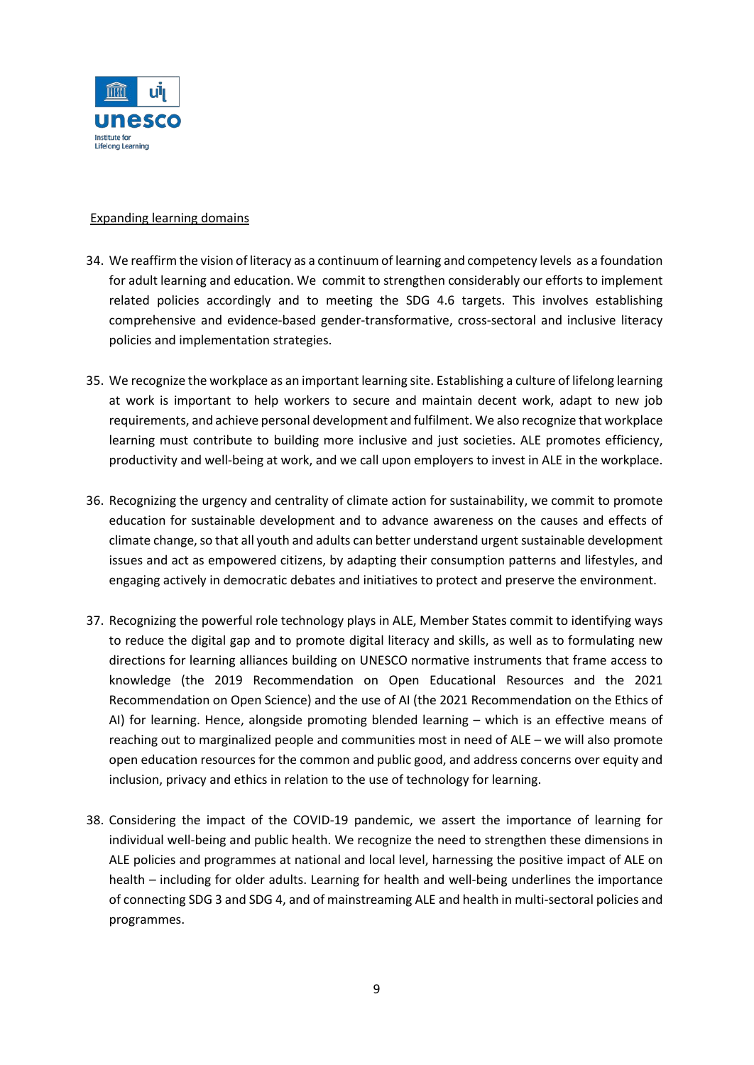Expanding learning domains

34. We reaffirm the vision of literacy as a continuum of learning and competency levels as a foundation for adult learning and education. We commit to strengthen considerably our efforts to implement related policies accordingly and to meeting the SDG 4.6 targets. This involves establishing comprehensive and evidence-based gender-transformative, cross-sectoral and inclusive literacy policies and implementation strategies.

35. We recognize the workplace as an important learning site. Establishing a culture of lifelong learning at work is important to help workers to secure and maintain decent work, adapt to new job requirements, and achieve personal development and fulfilment. We also recognize that workplace learning must contribute to building more inclusive and just societies. ALE promotes efficiency, productivity and well-being at work, and we call upon employers to invest in ALE in the workplace.

36. Recognizing the urgency and centrality of climate action for sustainability, we commit to promote education for sustainable development and to advance awareness on the causes and effects of climate change, so that all youth and adults can better understand urgent sustainable development issues and act as empowered citizens, by adapting their consumption patterns and lifestyles, and engaging actively in democratic debates and initiatives to protect and preserve the environment.

37. Recognizing the powerful role technology plays in ALE, Member States commit to identifying ways to reduce the digital gap and to promote digital literacy and skills, as well as to formulating new directions for learning alliances building on UNESCO normative instruments that frame access to knowledge (the 2019 Recommendation on Open Educational Resources and the 2021 Recommendation on Open Science) and the use of AI (the 2021 Recommendation on the Ethics of AI) for learning. Hence, alongside promoting blended learning – which is an effective means of reaching out to marginalized people and communities most in need of ALE – we will also promote open education resources for the common and public good, and address concerns over equity and inclusion, privacy and ethics in relation to the use of technology for learning.

38. Considering the impact of the COVID-19 pandemic, we assert the importance of learning for individual well-being and public health. We recognize the need to strengthen these dimensions in ALE policies and programmes at national and local level, harnessing the positive impact of ALE on health – including for older adults. Learning for health and well-being underlines the importance of connecting SDG 3 and SDG 4, and of mainstreaming ALE and health in multi-sectoral policies and programmes.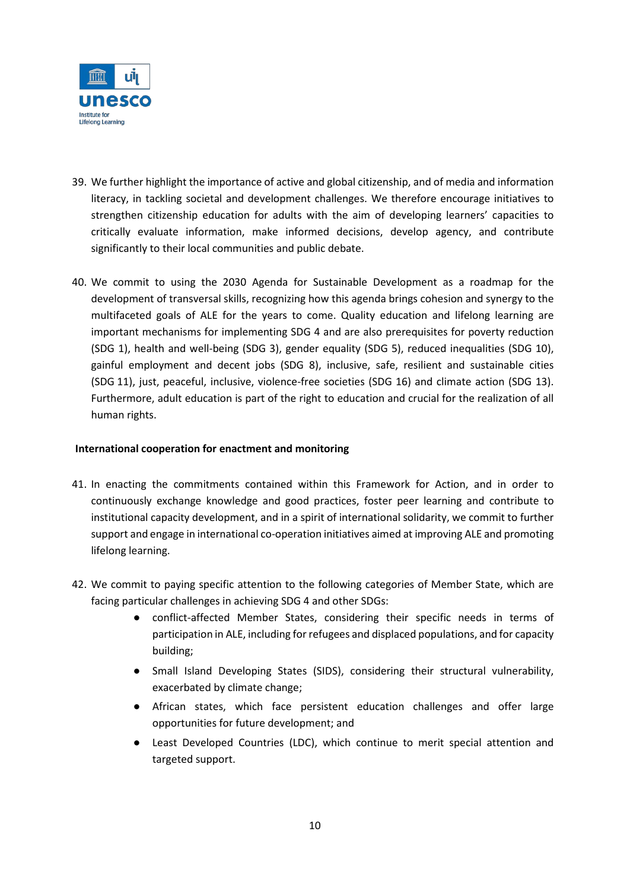39. We further highlight the importance of active and global citizenship, and of media and information literacy, in tackling societal and development challenges. We therefore encourage initiatives to strengthen citizenship education for adults with the aim of developing learners' capacities to critically evaluate information, make informed decisions, develop agency, and contribute significantly to their local communities and public debate.

40. We commit to using the 2030 Agenda for Sustainable Development as a roadmap for the development of transversal skills, recognizing how this agenda brings cohesion and synergy to the multifaceted goals of ALE for the years to come. Quality education and lifelong learning are important mechanisms for implementing SDG 4 and are also prerequisites for poverty reduction (SDG 1), health and well-being (SDG 3), gender equality (SDG 5), reduced inequalities (SDG 10), gainful employment and decent jobs (SDG 8), inclusive, safe, resilient and sustainable cities (SDG 11), just, peaceful, inclusive, violence-free societies (SDG 16) and climate action (SDG 13). Furthermore, adult education is part of the right to education and crucial for the realization of all human rights.

**International cooperation for enactment and monitoring**

41. In enacting the commitments contained within this Framework for Action, and in order to continuously exchange knowledge and good practices, foster peer learning and contribute to institutional capacity development, and in a spirit of international solidarity, we commit to further support and engage in international co-operation initiatives aimed at improving ALE and promoting lifelong learning.

42. We commit to paying specific attention to the following categories of Member State, which are facing particular challenges in achieving SDG 4 and other SDGs:
    - conflict-affected Member States, considering their specific needs in terms of participation in ALE, including for refugees and displaced populations, and for capacity building;
    - Small Island Developing States (SIDS), considering their structural vulnerability, exacerbated by climate change;
    - African states, which face persistent education challenges and offer large opportunities for future development; and
    - Least Developed Countries (LDC), which continue to merit special attention and targeted support.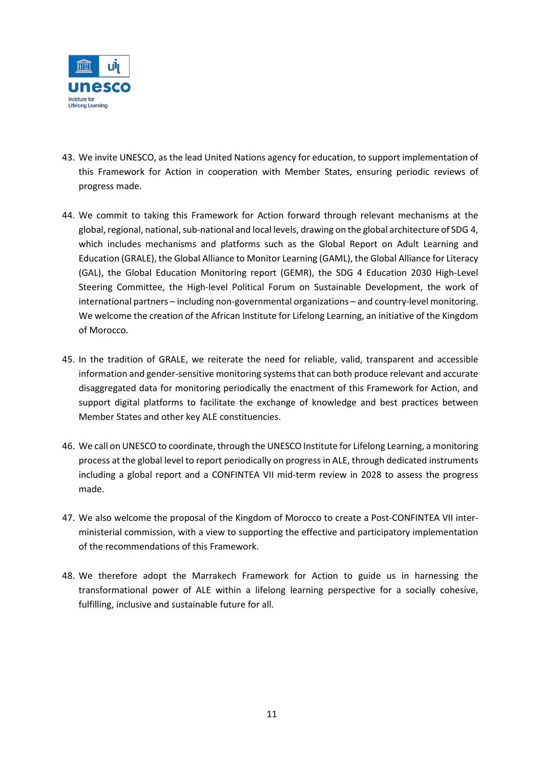43. We invite UNESCO, as the lead United Nations agency for education, to support implementation of this Framework for Action in cooperation with Member States, ensuring periodic reviews of progress made.

44. We commit to taking this Framework for Action forward through relevant mechanisms at the global, regional, national, sub-national and local levels, drawing on the global architecture of SDG 4, which includes mechanisms and platforms such as the Global Report on Adult Learning and Education (GRALE), the Global Alliance to Monitor Learning (GAML), the Global Alliance for Literacy (GAL), the Global Education Monitoring report (GEMR), the SDG 4 Education 2030 High-Level Steering Committee, the High-level Political Forum on Sustainable Development, the work of international partners – including non-governmental organizations – and country-level monitoring. We welcome the creation of the African Institute for Lifelong Learning, an initiative of the Kingdom of Morocco.

45. In the tradition of GRALE, we reiterate the need for reliable, valid, transparent and accessible information and gender-sensitive monitoring systems that can both produce relevant and accurate disaggregated data for monitoring periodically the enactment of this Framework for Action, and support digital platforms to facilitate the exchange of knowledge and best practices between Member States and other key ALE constituencies.

46. We call on UNESCO to coordinate, through the UNESCO Institute for Lifelong Learning, a monitoring process at the global level to report periodically on progress in ALE, through dedicated instruments including a global report and a CONFINTEA VII mid-term review in 2028 to assess the progress made.

47. We also welcome the proposal of the Kingdom of Morocco to create a Post-CONFINTEA VII inter-ministerial commission, with a view to supporting the effective and participatory implementation of the recommendations of this Framework.

48. We therefore adopt the Marrakech Framework for Action to guide us in harnessing the transformational power of ALE within a lifelong learning perspective for a socially cohesive, fulfilling, inclusive and sustainable future for all.